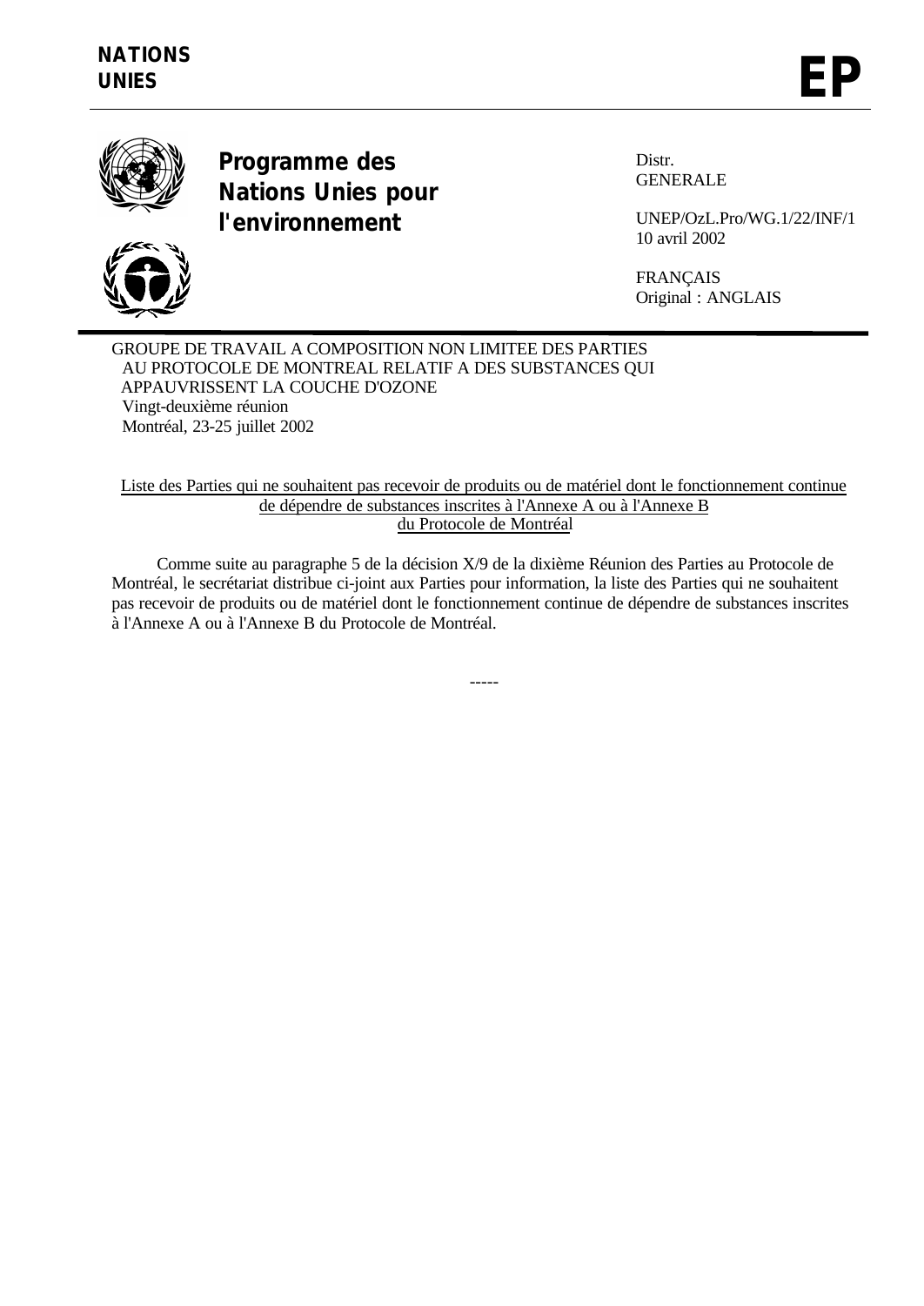**NATIONS UNIES**

# EP

**Programme des Nations Unies pour l'environnement**

Distr.
GENERALE

UNEP/OzL.Pro/WG.1/22/INF/1
10 avril 2002

FRANÇAIS
Original : ANGLAIS

GROUPE DE TRAVAIL A COMPOSITION NON LIMITEE DES PARTIES AU PROTOCOLE DE MONTREAL RELATIF A DES SUBSTANCES QUI APPAUVRISSENT LA COUCHE D'OZONE
Vingt-deuxième réunion
Montréal, 23-25 juillet 2002

## Liste des Parties qui ne souhaitent pas recevoir de produits ou de matériel dont le fonctionnement continue de dépendre de substances inscrites à l'Annexe A ou à l'Annexe B du Protocole de Montréal

Comme suite au paragraphe 5 de la décision X/9 de la dixième Réunion des Parties au Protocole de Montréal, le secrétariat distribue ci-joint aux Parties pour information, la liste des Parties qui ne souhaitent pas recevoir de produits ou de matériel dont le fonctionnement continue de dépendre de substances inscrites à l'Annexe A ou à l'Annexe B du Protocole de Montréal.

-----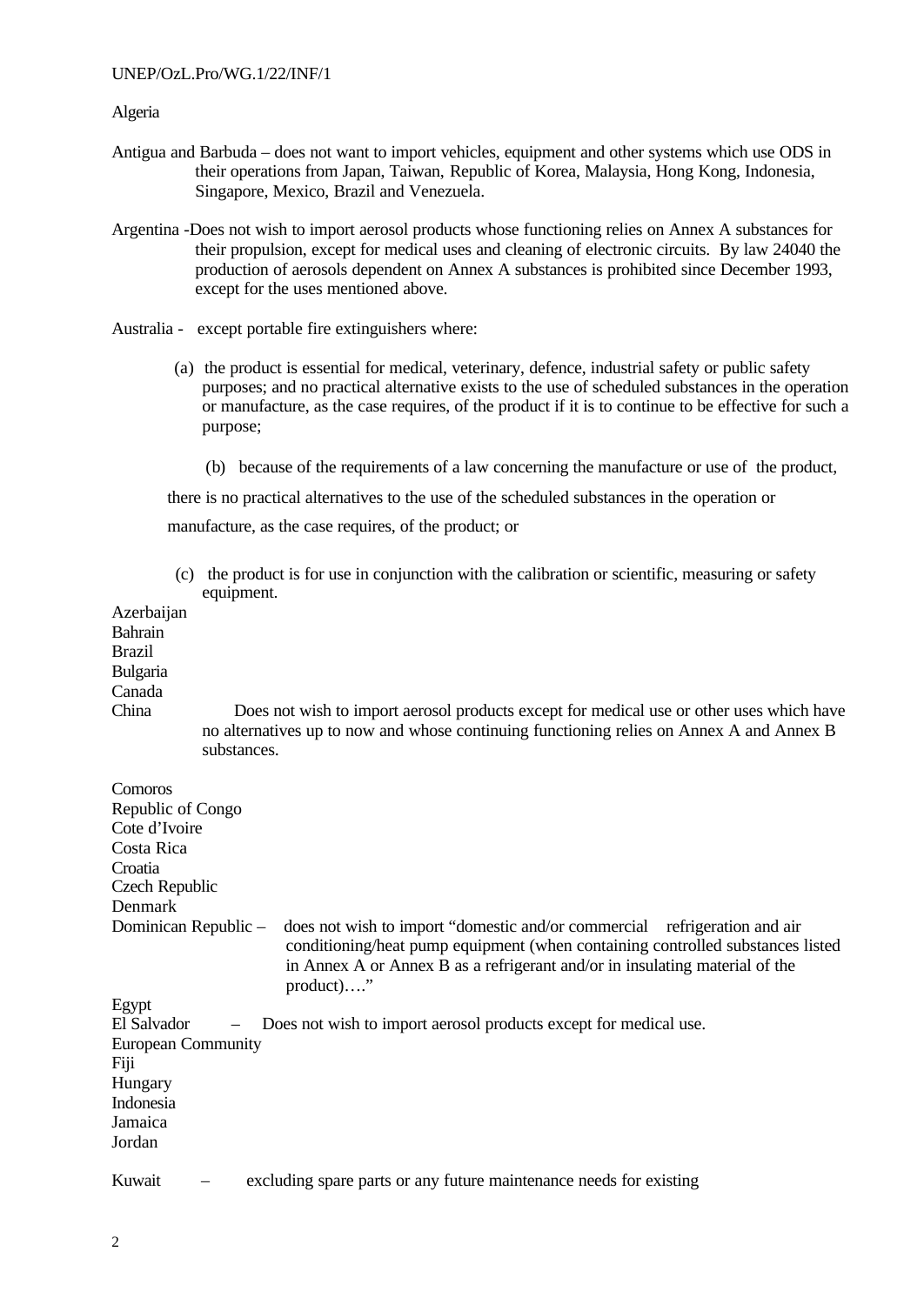Algeria

Antigua and Barbuda – does not want to import vehicles, equipment and other systems which use ODS in their operations from Japan, Taiwan, Republic of Korea, Malaysia, Hong Kong, Indonesia, Singapore, Mexico, Brazil and Venezuela.

Argentina -Does not wish to import aerosol products whose functioning relies on Annex A substances for their propulsion, except for medical uses and cleaning of electronic circuits. By law 24040 the production of aerosols dependent on Annex A substances is prohibited since December 1993, except for the uses mentioned above.

Australia - except portable fire extinguishers where:

(a) the product is essential for medical, veterinary, defence, industrial safety or public safety purposes; and no practical alternative exists to the use of scheduled substances in the operation or manufacture, as the case requires, of the product if it is to continue to be effective for such a purpose;

(b) because of the requirements of a law concerning the manufacture or use of the product, there is no practical alternatives to the use of the scheduled substances in the operation or manufacture, as the case requires, of the product; or

(c) the product is for use in conjunction with the calibration or scientific, measuring or safety equipment.

Azerbaijan
Bahrain
Brazil
Bulgaria
Canada
China Does not wish to import aerosol products except for medical use or other uses which have no alternatives up to now and whose continuing functioning relies on Annex A and Annex B substances.

Comoros
Republic of Congo
Cote d'Ivoire
Costa Rica
Croatia
Czech Republic
Denmark
Dominican Republic – does not wish to import "domestic and/or commercial refrigeration and air conditioning/heat pump equipment (when containing controlled substances listed in Annex A or Annex B as a refrigerant and/or in insulating material of the product)…."
Egypt
El Salvador – Does not wish to import aerosol products except for medical use.
European Community
Fiji
Hungary
Indonesia
Jamaica
Jordan

Kuwait – excluding spare parts or any future maintenance needs for existing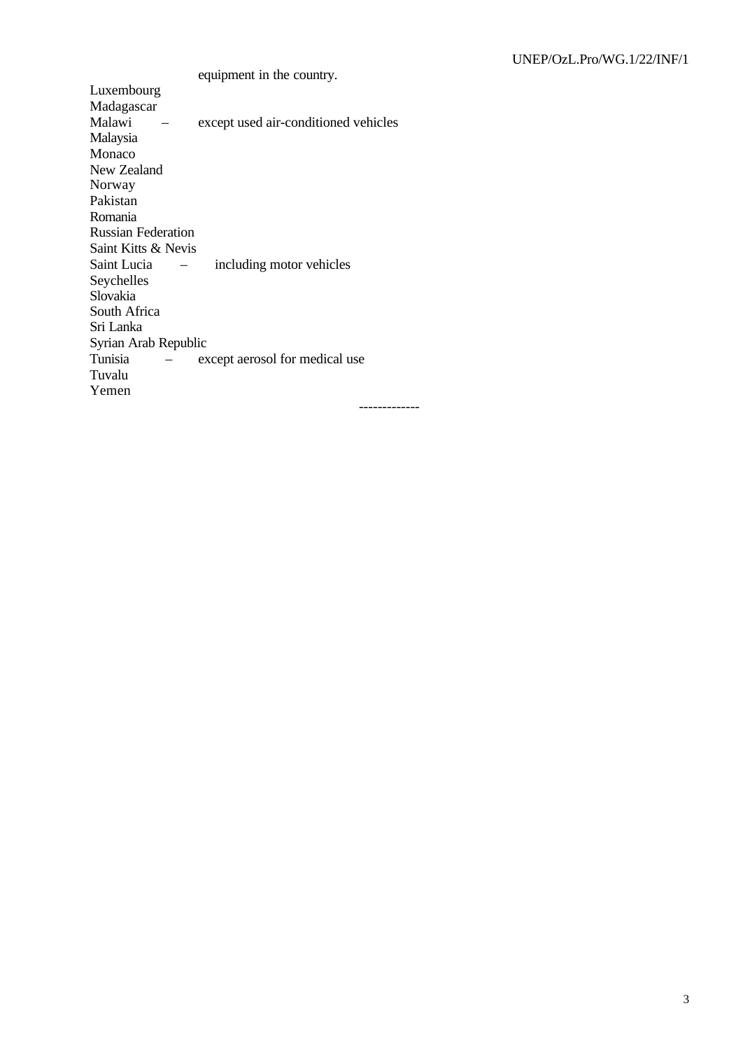equipment in the country.

Luxembourg
Madagascar
Malawi – except used air-conditioned vehicles
Malaysia
Monaco
New Zealand
Norway
Pakistan
Romania
Russian Federation
Saint Kitts & Nevis
Saint Lucia – including motor vehicles
Seychelles
Slovakia
South Africa
Sri Lanka
Syrian Arab Republic
Tunisia – except aerosol for medical use
Tuvalu
Yemen

-------------